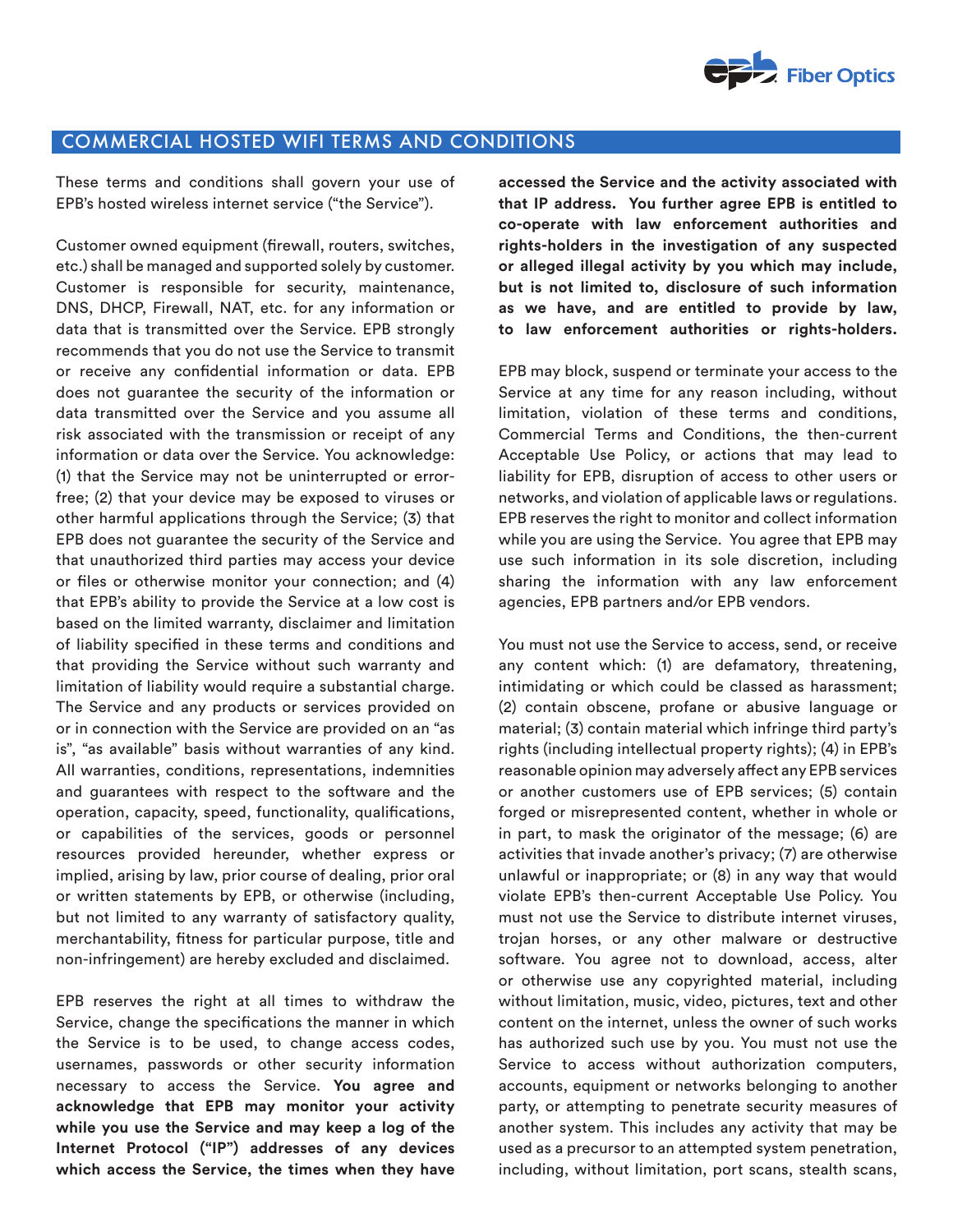## COMMERCIAL HOSTED WIFI TERMS AND CONDITIONS

These terms and conditions shall govern your use of EPB's hosted wireless internet service ("the Service").

Customer owned equipment (firewall, routers, switches, etc.) shall be managed and supported solely by customer. Customer is responsible for security, maintenance, DNS, DHCP, Firewall, NAT, etc. for any information or data that is transmitted over the Service. EPB strongly recommends that you do not use the Service to transmit or receive any confidential information or data. EPB does not guarantee the security of the information or data transmitted over the Service and you assume all risk associated with the transmission or receipt of any information or data over the Service. You acknowledge: (1) that the Service may not be uninterrupted or error-free; (2) that your device may be exposed to viruses or other harmful applications through the Service; (3) that EPB does not guarantee the security of the Service and that unauthorized third parties may access your device or files or otherwise monitor your connection; and (4) that EPB's ability to provide the Service at a low cost is based on the limited warranty, disclaimer and limitation of liability specified in these terms and conditions and that providing the Service without such warranty and limitation of liability would require a substantial charge. The Service and any products or services provided on or in connection with the Service are provided on an "as is", "as available" basis without warranties of any kind. All warranties, conditions, representations, indemnities and guarantees with respect to the software and the operation, capacity, speed, functionality, qualifications, or capabilities of the services, goods or personnel resources provided hereunder, whether express or implied, arising by law, prior course of dealing, prior oral or written statements by EPB, or otherwise (including, but not limited to any warranty of satisfactory quality, merchantability, fitness for particular purpose, title and non-infringement) are hereby excluded and disclaimed.

EPB reserves the right at all times to withdraw the Service, change the specifications the manner in which the Service is to be used, to change access codes, usernames, passwords or other security information necessary to access the Service. **You agree and acknowledge that EPB may monitor your activity while you use the Service and may keep a log of the Internet Protocol ("IP") addresses of any devices which access the Service, the times when they have accessed the Service and the activity associated with that IP address. You further agree EPB is entitled to co-operate with law enforcement authorities and rights-holders in the investigation of any suspected or alleged illegal activity by you which may include, but is not limited to, disclosure of such information as we have, and are entitled to provide by law, to law enforcement authorities or rights-holders.**

EPB may block, suspend or terminate your access to the Service at any time for any reason including, without limitation, violation of these terms and conditions, Commercial Terms and Conditions, the then-current Acceptable Use Policy, or actions that may lead to liability for EPB, disruption of access to other users or networks, and violation of applicable laws or regulations. EPB reserves the right to monitor and collect information while you are using the Service. You agree that EPB may use such information in its sole discretion, including sharing the information with any law enforcement agencies, EPB partners and/or EPB vendors.

You must not use the Service to access, send, or receive any content which: (1) are defamatory, threatening, intimidating or which could be classed as harassment; (2) contain obscene, profane or abusive language or material; (3) contain material which infringe third party's rights (including intellectual property rights); (4) in EPB's reasonable opinion may adversely affect any EPB services or another customers use of EPB services; (5) contain forged or misrepresented content, whether in whole or in part, to mask the originator of the message; (6) are activities that invade another's privacy; (7) are otherwise unlawful or inappropriate; or (8) in any way that would violate EPB's then-current Acceptable Use Policy. You must not use the Service to distribute internet viruses, trojan horses, or any other malware or destructive software. You agree not to download, access, alter or otherwise use any copyrighted material, including without limitation, music, video, pictures, text and other content on the internet, unless the owner of such works has authorized such use by you. You must not use the Service to access without authorization computers, accounts, equipment or networks belonging to another party, or attempting to penetrate security measures of another system. This includes any activity that may be used as a precursor to an attempted system penetration, including, without limitation, port scans, stealth scans,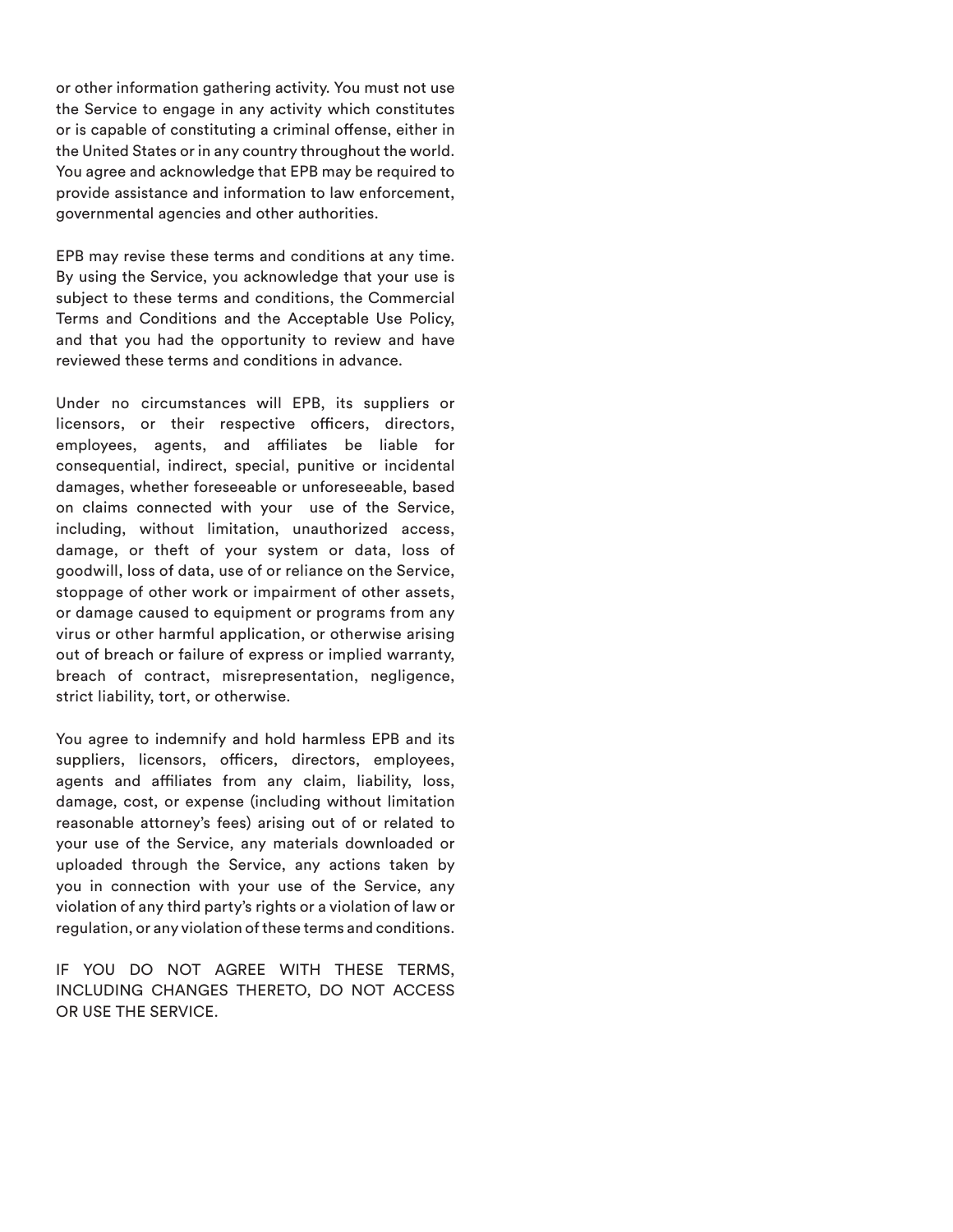or other information gathering activity. You must not use the Service to engage in any activity which constitutes or is capable of constituting a criminal offense, either in the United States or in any country throughout the world. You agree and acknowledge that EPB may be required to provide assistance and information to law enforcement, governmental agencies and other authorities.

EPB may revise these terms and conditions at any time. By using the Service, you acknowledge that your use is subject to these terms and conditions, the Commercial Terms and Conditions and the Acceptable Use Policy, and that you had the opportunity to review and have reviewed these terms and conditions in advance.

Under no circumstances will EPB, its suppliers or licensors, or their respective officers, directors, employees, agents, and affiliates be liable for consequential, indirect, special, punitive or incidental damages, whether foreseeable or unforeseeable, based on claims connected with your use of the Service, including, without limitation, unauthorized access, damage, or theft of your system or data, loss of goodwill, loss of data, use of or reliance on the Service, stoppage of other work or impairment of other assets, or damage caused to equipment or programs from any virus or other harmful application, or otherwise arising out of breach or failure of express or implied warranty, breach of contract, misrepresentation, negligence, strict liability, tort, or otherwise.

You agree to indemnify and hold harmless EPB and its suppliers, licensors, officers, directors, employees, agents and affiliates from any claim, liability, loss, damage, cost, or expense (including without limitation reasonable attorney's fees) arising out of or related to your use of the Service, any materials downloaded or uploaded through the Service, any actions taken by you in connection with your use of the Service, any violation of any third party's rights or a violation of law or regulation, or any violation of these terms and conditions.

IF YOU DO NOT AGREE WITH THESE TERMS, INCLUDING CHANGES THERETO, DO NOT ACCESS OR USE THE SERVICE.